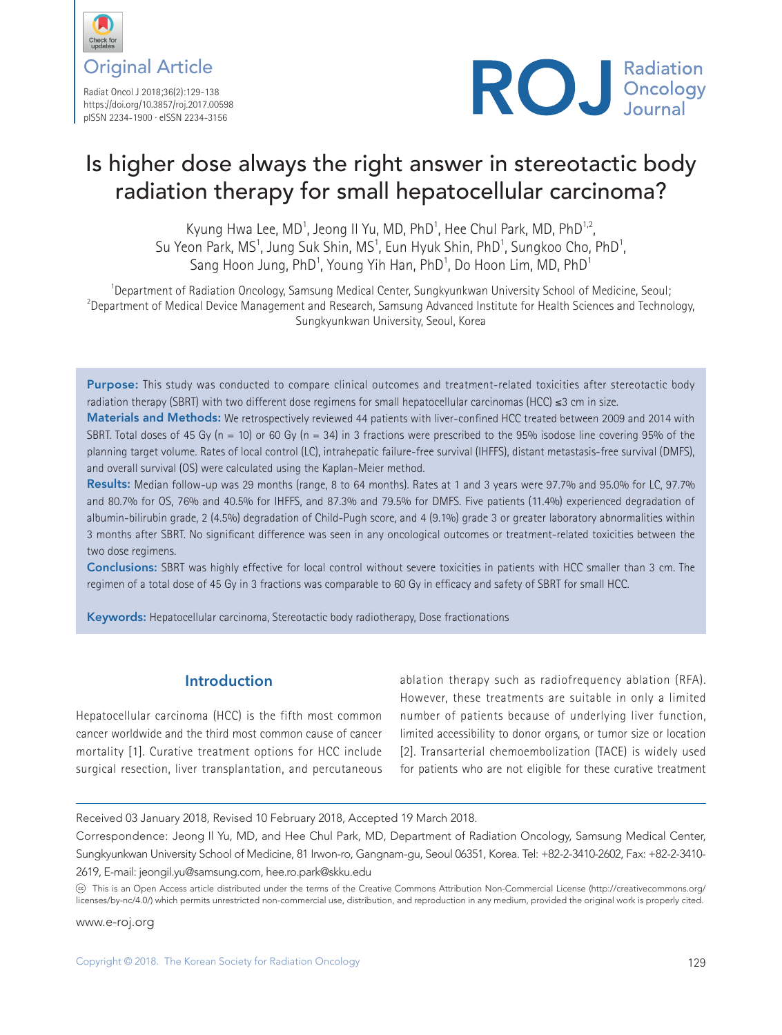Original Article

# Is higher dose always the right answer in stereotactic body radiation therapy for small hepatocellular carcinoma?

Kyung Hwa Lee, MD[1], Jeong Il Yu, MD, PhD[1], Hee Chul Park, MD, PhD[1,2], Su Yeon Park, MS[1], Jung Suk Shin, MS[1], Eun Hyuk Shin, PhD[1], Sungkoo Cho, PhD[1], Sang Hoon Jung, PhD[1], Young Yih Han, PhD[1], Do Hoon Lim, MD, PhD[1]

[1]Department of Radiation Oncology, Samsung Medical Center, Sungkyunkwan University School of Medicine, Seoul; [2]Department of Medical Device Management and Research, Samsung Advanced Institute for Health Sciences and Technology, Sungkyunkwan University, Seoul, Korea

**Purpose:** This study was conducted to compare clinical outcomes and treatment-related toxicities after stereotactic body radiation therapy (SBRT) with two different dose regimens for small hepatocellular carcinomas (HCC) ≤3 cm in size.

**Materials and Methods:** We retrospectively reviewed 44 patients with liver-confined HCC treated between 2009 and 2014 with SBRT. Total doses of 45 Gy (n = 10) or 60 Gy (n = 34) in 3 fractions were prescribed to the 95% isodose line covering 95% of the planning target volume. Rates of local control (LC), intrahepatic failure-free survival (IHFFS), distant metastasis-free survival (DMFS), and overall survival (OS) were calculated using the Kaplan-Meier method.

**Results:** Median follow-up was 29 months (range, 8 to 64 months). Rates at 1 and 3 years were 97.7% and 95.0% for LC, 97.7% and 80.7% for OS, 76% and 40.5% for IHFFS, and 87.3% and 79.5% for DMFS. Five patients (11.4%) experienced degradation of albumin-bilirubin grade, 2 (4.5%) degradation of Child-Pugh score, and 4 (9.1%) grade 3 or greater laboratory abnormalities within 3 months after SBRT. No significant difference was seen in any oncological outcomes or treatment-related toxicities between the two dose regimens.

**Conclusions:** SBRT was highly effective for local control without severe toxicities in patients with HCC smaller than 3 cm. The regimen of a total dose of 45 Gy in 3 fractions was comparable to 60 Gy in efficacy and safety of SBRT for small HCC.

**Keywords:** Hepatocellular carcinoma, Stereotactic body radiotherapy, Dose fractionations

## Introduction

Hepatocellular carcinoma (HCC) is the fifth most common cancer worldwide and the third most common cause of cancer mortality [1]. Curative treatment options for HCC include surgical resection, liver transplantation, and percutaneous ablation therapy such as radiofrequency ablation (RFA). However, these treatments are suitable in only a limited number of patients because of underlying liver function, limited accessibility to donor organs, or tumor size or location [2]. Transarterial chemoembolization (TACE) is widely used for patients who are not eligible for these curative treatment

Received 03 January 2018, Revised 10 February 2018, Accepted 19 March 2018.

Correspondence: Jeong Il Yu, MD, and Hee Chul Park, MD, Department of Radiation Oncology, Samsung Medical Center, Sungkyunkwan University School of Medicine, 81 Irwon-ro, Gangnam-gu, Seoul 06351, Korea. Tel: +82-2-3410-2602, Fax: +82-2-3410-2619, E-mail: jeongil.yu@samsung.com, hee.ro.park@skku.edu

This is an Open Access article distributed under the terms of the Creative Commons Attribution Non-Commercial License (http://creativecommons.org/licenses/by-nc/4.0/) which permits unrestricted non-commercial use, distribution, and reproduction in any medium, provided the original work is properly cited.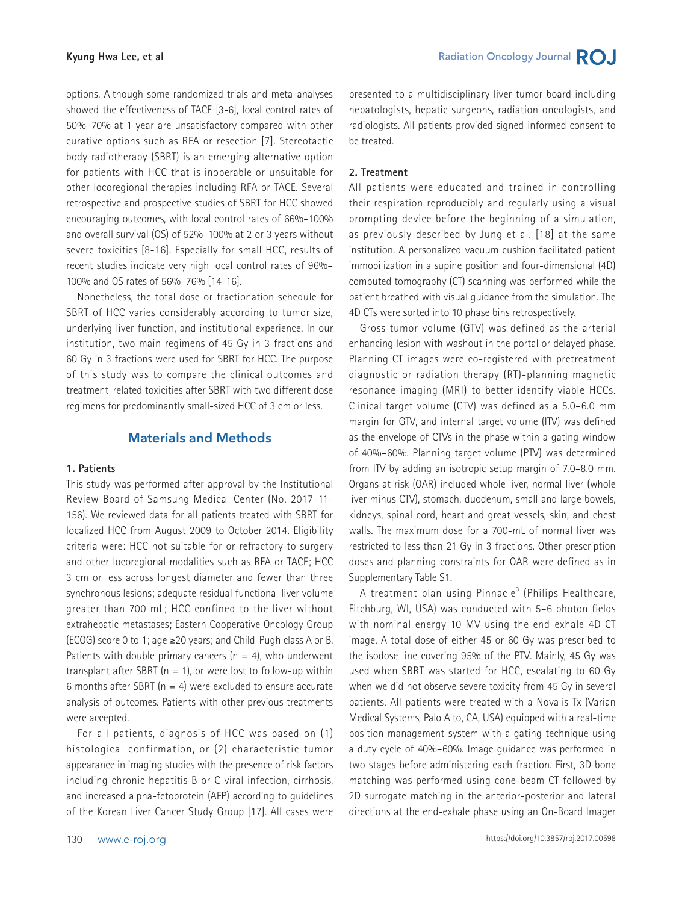options. Although some randomized trials and meta-analyses showed the effectiveness of TACE [3-6], local control rates of 50%–70% at 1 year are unsatisfactory compared with other curative options such as RFA or resection [7]. Stereotactic body radiotherapy (SBRT) is an emerging alternative option for patients with HCC that is inoperable or unsuitable for other locoregional therapies including RFA or TACE. Several retrospective and prospective studies of SBRT for HCC showed encouraging outcomes, with local control rates of 66%–100% and overall survival (OS) of 52%–100% at 2 or 3 years without severe toxicities [8-16]. Especially for small HCC, results of recent studies indicate very high local control rates of 96%–100% and OS rates of 56%–76% [14-16].

Nonetheless, the total dose or fractionation schedule for SBRT of HCC varies considerably according to tumor size, underlying liver function, and institutional experience. In our institution, two main regimens of 45 Gy in 3 fractions and 60 Gy in 3 fractions were used for SBRT for HCC. The purpose of this study was to compare the clinical outcomes and treatment-related toxicities after SBRT with two different dose regimens for predominantly small-sized HCC of 3 cm or less.

## Materials and Methods

### 1. Patients

This study was performed after approval by the Institutional Review Board of Samsung Medical Center (No. 2017-11-156). We reviewed data for all patients treated with SBRT for localized HCC from August 2009 to October 2014. Eligibility criteria were: HCC not suitable for or refractory to surgery and other locoregional modalities such as RFA or TACE; HCC 3 cm or less across longest diameter and fewer than three synchronous lesions; adequate residual functional liver volume greater than 700 mL; HCC confined to the liver without extrahepatic metastases; Eastern Cooperative Oncology Group (ECOG) score 0 to 1; age ≥20 years; and Child-Pugh class A or B. Patients with double primary cancers (n = 4), who underwent transplant after SBRT (n = 1), or were lost to follow-up within 6 months after SBRT (n = 4) were excluded to ensure accurate analysis of outcomes. Patients with other previous treatments were accepted.

For all patients, diagnosis of HCC was based on (1) histological confirmation, or (2) characteristic tumor appearance in imaging studies with the presence of risk factors including chronic hepatitis B or C viral infection, cirrhosis, and increased alpha-fetoprotein (AFP) according to guidelines of the Korean Liver Cancer Study Group [17]. All cases were presented to a multidisciplinary liver tumor board including hepatologists, hepatic surgeons, radiation oncologists, and radiologists. All patients provided signed informed consent to be treated.

### 2. Treatment

All patients were educated and trained in controlling their respiration reproducibly and regularly using a visual prompting device before the beginning of a simulation, as previously described by Jung et al. [18] at the same institution. A personalized vacuum cushion facilitated patient immobilization in a supine position and four-dimensional (4D) computed tomography (CT) scanning was performed while the patient breathed with visual guidance from the simulation. The 4D CTs were sorted into 10 phase bins retrospectively.

Gross tumor volume (GTV) was defined as the arterial enhancing lesion with washout in the portal or delayed phase. Planning CT images were co-registered with pretreatment diagnostic or radiation therapy (RT)-planning magnetic resonance imaging (MRI) to better identify viable HCCs. Clinical target volume (CTV) was defined as a 5.0–6.0 mm margin for GTV, and internal target volume (ITV) was defined as the envelope of CTVs in the phase within a gating window of 40%–60%. Planning target volume (PTV) was determined from ITV by adding an isotropic setup margin of 7.0–8.0 mm. Organs at risk (OAR) included whole liver, normal liver (whole liver minus CTV), stomach, duodenum, small and large bowels, kidneys, spinal cord, heart and great vessels, skin, and chest walls. The maximum dose for a 700-mL of normal liver was restricted to less than 21 Gy in 3 fractions. Other prescription doses and planning constraints for OAR were defined as in Supplementary Table S1.

A treatment plan using Pinnacle[3] (Philips Healthcare, Fitchburg, WI, USA) was conducted with 5–6 photon fields with nominal energy 10 MV using the end-exhale 4D CT image. A total dose of either 45 or 60 Gy was prescribed to the isodose line covering 95% of the PTV. Mainly, 45 Gy was used when SBRT was started for HCC, escalating to 60 Gy when we did not observe severe toxicity from 45 Gy in several patients. All patients were treated with a Novalis Tx (Varian Medical Systems, Palo Alto, CA, USA) equipped with a real-time position management system with a gating technique using a duty cycle of 40%–60%. Image guidance was performed in two stages before administering each fraction. First, 3D bone matching was performed using cone-beam CT followed by 2D surrogate matching in the anterior-posterior and lateral directions at the end-exhale phase using an On-Board Imager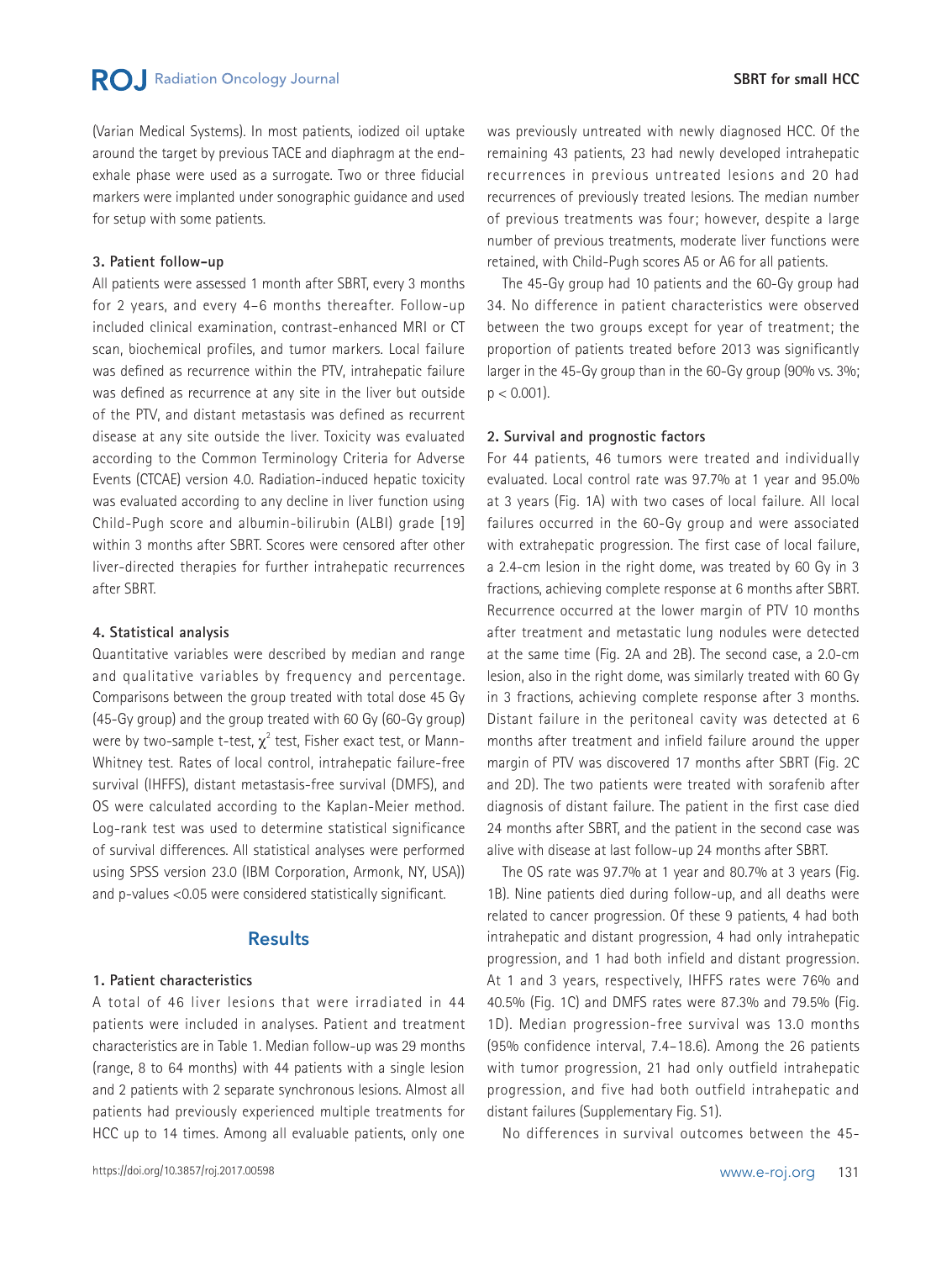(Varian Medical Systems). In most patients, iodized oil uptake around the target by previous TACE and diaphragm at the end-exhale phase were used as a surrogate. Two or three fiducial markers were implanted under sonographic guidance and used for setup with some patients.

### 3. Patient follow-up

All patients were assessed 1 month after SBRT, every 3 months for 2 years, and every 4–6 months thereafter. Follow-up included clinical examination, contrast-enhanced MRI or CT scan, biochemical profiles, and tumor markers. Local failure was defined as recurrence within the PTV, intrahepatic failure was defined as recurrence at any site in the liver but outside of the PTV, and distant metastasis was defined as recurrent disease at any site outside the liver. Toxicity was evaluated according to the Common Terminology Criteria for Adverse Events (CTCAE) version 4.0. Radiation-induced hepatic toxicity was evaluated according to any decline in liver function using Child-Pugh score and albumin-bilirubin (ALBI) grade [19] within 3 months after SBRT. Scores were censored after other liver-directed therapies for further intrahepatic recurrences after SBRT.

### 4. Statistical analysis

Quantitative variables were described by median and range and qualitative variables by frequency and percentage. Comparisons between the group treated with total dose 45 Gy (45-Gy group) and the group treated with 60 Gy (60-Gy group) were by two-sample t-test, $\chi^2$ test, Fisher exact test, or Mann-Whitney test. Rates of local control, intrahepatic failure-free survival (IHFFS), distant metastasis-free survival (DMFS), and OS were calculated according to the Kaplan-Meier method. Log-rank test was used to determine statistical significance of survival differences. All statistical analyses were performed using SPSS version 23.0 (IBM Corporation, Armonk, NY, USA)) and p-values <0.05 were considered statistically significant.

## Results

### 1. Patient characteristics

A total of 46 liver lesions that were irradiated in 44 patients were included in analyses. Patient and treatment characteristics are in Table 1. Median follow-up was 29 months (range, 8 to 64 months) with 44 patients with a single lesion and 2 patients with 2 separate synchronous lesions. Almost all patients had previously experienced multiple treatments for HCC up to 14 times. Among all evaluable patients, only one was previously untreated with newly diagnosed HCC. Of the remaining 43 patients, 23 had newly developed intrahepatic recurrences in previous untreated lesions and 20 had recurrences of previously treated lesions. The median number of previous treatments was four; however, despite a large number of previous treatments, moderate liver functions were retained, with Child-Pugh scores A5 or A6 for all patients.

The 45-Gy group had 10 patients and the 60-Gy group had 34. No difference in patient characteristics were observed between the two groups except for year of treatment; the proportion of patients treated before 2013 was significantly larger in the 45-Gy group than in the 60-Gy group (90% vs. 3%; $p < 0.001$).

### 2. Survival and prognostic factors

For 44 patients, 46 tumors were treated and individually evaluated. Local control rate was 97.7% at 1 year and 95.0% at 3 years (Fig. 1A) with two cases of local failure. All local failures occurred in the 60-Gy group and were associated with extrahepatic progression. The first case of local failure, a 2.4-cm lesion in the right dome, was treated by 60 Gy in 3 fractions, achieving complete response at 6 months after SBRT. Recurrence occurred at the lower margin of PTV 10 months after treatment and metastatic lung nodules were detected at the same time (Fig. 2A and 2B). The second case, a 2.0-cm lesion, also in the right dome, was similarly treated with 60 Gy in 3 fractions, achieving complete response after 3 months. Distant failure in the peritoneal cavity was detected at 6 months after treatment and infield failure around the upper margin of PTV was discovered 17 months after SBRT (Fig. 2C and 2D). The two patients were treated with sorafenib after diagnosis of distant failure. The patient in the first case died 24 months after SBRT, and the patient in the second case was alive with disease at last follow-up 24 months after SBRT.

The OS rate was 97.7% at 1 year and 80.7% at 3 years (Fig. 1B). Nine patients died during follow-up, and all deaths were related to cancer progression. Of these 9 patients, 4 had both intrahepatic and distant progression, 4 had only intrahepatic progression, and 1 had both infield and distant progression. At 1 and 3 years, respectively, IHFFS rates were 76% and 40.5% (Fig. 1C) and DMFS rates were 87.3% and 79.5% (Fig. 1D). Median progression-free survival was 13.0 months (95% confidence interval, 7.4–18.6). Among the 26 patients with tumor progression, 21 had only outfield intrahepatic progression, and five had both outfield intrahepatic and distant failures (Supplementary Fig. S1).

No differences in survival outcomes between the 45-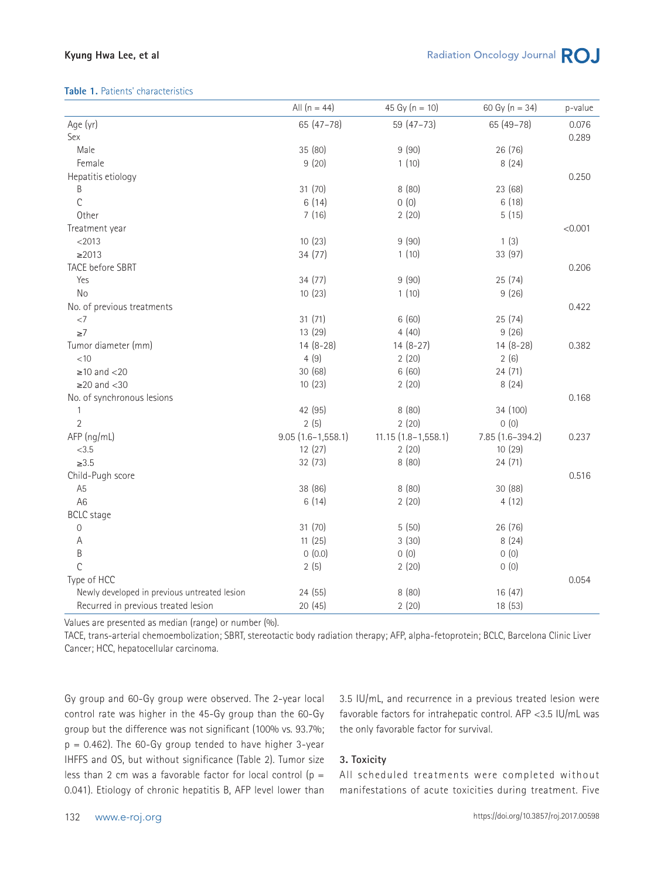**Table 1.** Patients' characteristics

| | All (n = 44) | 45 Gy (n = 10) | 60 Gy (n = 34) | p-value |
|---|---|---|---|---|
| Age (yr) | 65 (47–78) | 59 (47–73) | 65 (49–78) | 0.076 |
| Sex | | | | 0.289 |
| Male | 35 (80) | 9 (90) | 26 (76) | |
| Female | 9 (20) | 1 (10) | 8 (24) | |
| Hepatitis etiology | | | | 0.250 |
| B | 31 (70) | 8 (80) | 23 (68) | |
| C | 6 (14) | 0 (0) | 6 (18) | |
| Other | 7 (16) | 2 (20) | 5 (15) | |
| Treatment year | | | | <0.001 |
| <2013 | 10 (23) | 9 (90) | 1 (3) | |
| ≥2013 | 34 (77) | 1 (10) | 33 (97) | |
| TACE before SBRT | | | | 0.206 |
| Yes | 34 (77) | 9 (90) | 25 (74) | |
| No | 10 (23) | 1 (10) | 9 (26) | |
| No. of previous treatments | | | | 0.422 |
| <7 | 31 (71) | 6 (60) | 25 (74) | |
| ≥7 | 13 (29) | 4 (40) | 9 (26) | |
| Tumor diameter (mm) | 14 (8-28) | 14 (8-27) | 14 (8-28) | 0.382 |
| <10 | 4 (9) | 2 (20) | 2 (6) | |
| ≥10 and <20 | 30 (68) | 6 (60) | 24 (71) | |
| ≥20 and <30 | 10 (23) | 2 (20) | 8 (24) | |
| No. of synchronous lesions | | | | 0.168 |
| 1 | 42 (95) | 8 (80) | 34 (100) | |
| 2 | 2 (5) | 2 (20) | 0 (0) | |
| AFP (ng/mL) | 9.05 (1.6–1,558.1) | 11.15 (1.8–1,558.1) | 7.85 (1.6–394.2) | 0.237 |
| <3.5 | 12 (27) | 2 (20) | 10 (29) | |
| ≥3.5 | 32 (73) | 8 (80) | 24 (71) | |
| Child-Pugh score | | | | 0.516 |
| A5 | 38 (86) | 8 (80) | 30 (88) | |
| A6 | 6 (14) | 2 (20) | 4 (12) | |
| BCLC stage | | | | |
| 0 | 31 (70) | 5 (50) | 26 (76) | |
| A | 11 (25) | 3 (30) | 8 (24) | |
| B | 0 (0.0) | 0 (0) | 0 (0) | |
| C | 2 (5) | 2 (20) | 0 (0) | |
| Type of HCC | | | | 0.054 |
| Newly developed in previous untreated lesion | 24 (55) | 8 (80) | 16 (47) | |
| Recurred in previous treated lesion | 20 (45) | 2 (20) | 18 (53) | |

Values are presented as median (range) or number (%).

TACE, trans-arterial chemoembolization; SBRT, stereotactic body radiation therapy; AFP, alpha-fetoprotein; BCLC, Barcelona Clinic Liver Cancer; HCC, hepatocellular carcinoma.

Gy group and 60-Gy group were observed. The 2-year local control rate was higher in the 45-Gy group than the 60-Gy group but the difference was not significant (100% vs. 93.7%; p = 0.462). The 60-Gy group tended to have higher 3-year IHFFS and OS, but without significance (Table 2). Tumor size less than 2 cm was a favorable factor for local control (p = 0.041). Etiology of chronic hepatitis B, AFP level lower than 3.5 IU/mL, and recurrence in a previous treated lesion were favorable factors for intrahepatic control. AFP <3.5 IU/mL was the only favorable factor for survival.

### 3. Toxicity

All scheduled treatments were completed without manifestations of acute toxicities during treatment. Five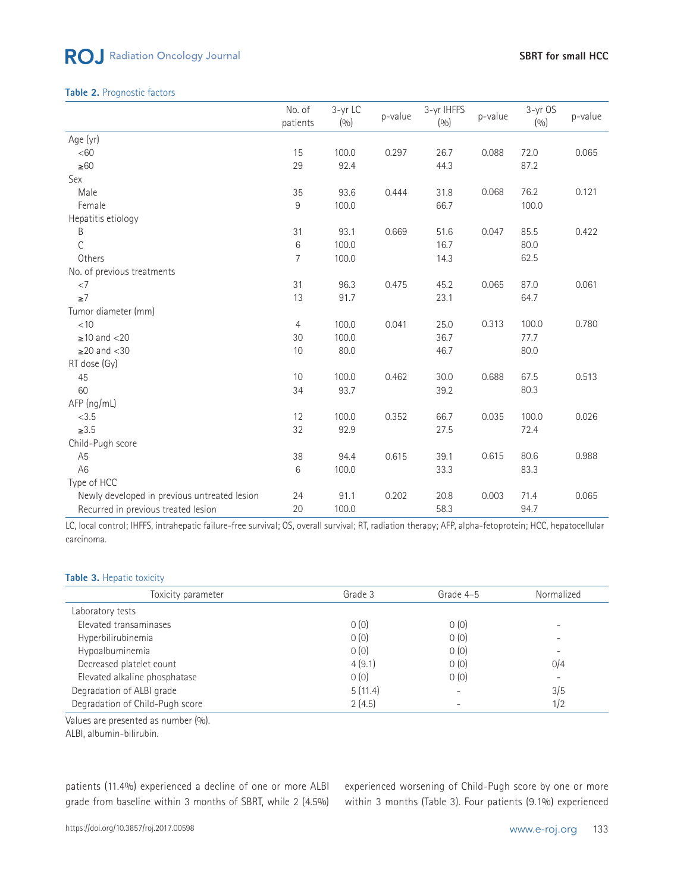**Table 2.** Prognostic factors

| | No. of patients | 3-yr LC (%) | p-value | 3-yr IHFFS (%) | p-value | 3-yr OS (%) | p-value |
|---|---|---|---|---|---|---|---|
| Age (yr) | | | | | | | |
| <60 | 15 | 100.0 | 0.297 | 26.7 | 0.088 | 72.0 | 0.065 |
| ≥60 | 29 | 92.4 | | 44.3 | | 87.2 | |
| Sex | | | | | | | |
| Male | 35 | 93.6 | 0.444 | 31.8 | 0.068 | 76.2 | 0.121 |
| Female | 9 | 100.0 | | 66.7 | | 100.0 | |
| Hepatitis etiology | | | | | | | |
| B | 31 | 93.1 | 0.669 | 51.6 | 0.047 | 85.5 | 0.422 |
| C | 6 | 100.0 | | 16.7 | | 80.0 | |
| Others | 7 | 100.0 | | 14.3 | | 62.5 | |
| No. of previous treatments | | | | | | | |
| <7 | 31 | 96.3 | 0.475 | 45.2 | 0.065 | 87.0 | 0.061 |
| ≥7 | 13 | 91.7 | | 23.1 | | 64.7 | |
| Tumor diameter (mm) | | | | | | | |
| <10 | 4 | 100.0 | 0.041 | 25.0 | 0.313 | 100.0 | 0.780 |
| ≥10 and <20 | 30 | 100.0 | | 36.7 | | 77.7 | |
| ≥20 and <30 | 10 | 80.0 | | 46.7 | | 80.0 | |
| RT dose (Gy) | | | | | | | |
| 45 | 10 | 100.0 | 0.462 | 30.0 | 0.688 | 67.5 | 0.513 |
| 60 | 34 | 93.7 | | 39.2 | | 80.3 | |
| AFP (ng/mL) | | | | | | | |
| <3.5 | 12 | 100.0 | 0.352 | 66.7 | 0.035 | 100.0 | 0.026 |
| ≥3.5 | 32 | 92.9 | | 27.5 | | 72.4 | |
| Child-Pugh score | | | | | | | |
| A5 | 38 | 94.4 | 0.615 | 39.1 | 0.615 | 80.6 | 0.988 |
| A6 | 6 | 100.0 | | 33.3 | | 83.3 | |
| Type of HCC | | | | | | | |
| Newly developed in previous untreated lesion | 24 | 91.1 | 0.202 | 20.8 | 0.003 | 71.4 | 0.065 |
| Recurred in previous treated lesion | 20 | 100.0 | | 58.3 | | 94.7 | |

LC, local control; IHFFS, intrahepatic failure-free survival; OS, overall survival; RT, radiation therapy; AFP, alpha-fetoprotein; HCC, hepatocellular carcinoma.

**Table 3.** Hepatic toxicity

| Toxicity parameter | Grade 3 | Grade 4–5 | Normalized |
|---|---|---|---|
| Laboratory tests | | | |
| Elevated transaminases | 0 (0) | 0 (0) | - |
| Hyperbilirubinemia | 0 (0) | 0 (0) | - |
| Hypoalbuminemia | 0 (0) | 0 (0) | - |
| Decreased platelet count | 4 (9.1) | 0 (0) | 0/4 |
| Elevated alkaline phosphatase | 0 (0) | 0 (0) | - |
| Degradation of ALBI grade | 5 (11.4) | - | 3/5 |
| Degradation of Child-Pugh score | 2 (4.5) | - | 1/2 |

Values are presented as number (%).
ALBI, albumin-bilirubin.

patients (11.4%) experienced a decline of one or more ALBI grade from baseline within 3 months of SBRT, while 2 (4.5%) experienced worsening of Child-Pugh score by one or more within 3 months (Table 3). Four patients (9.1%) experienced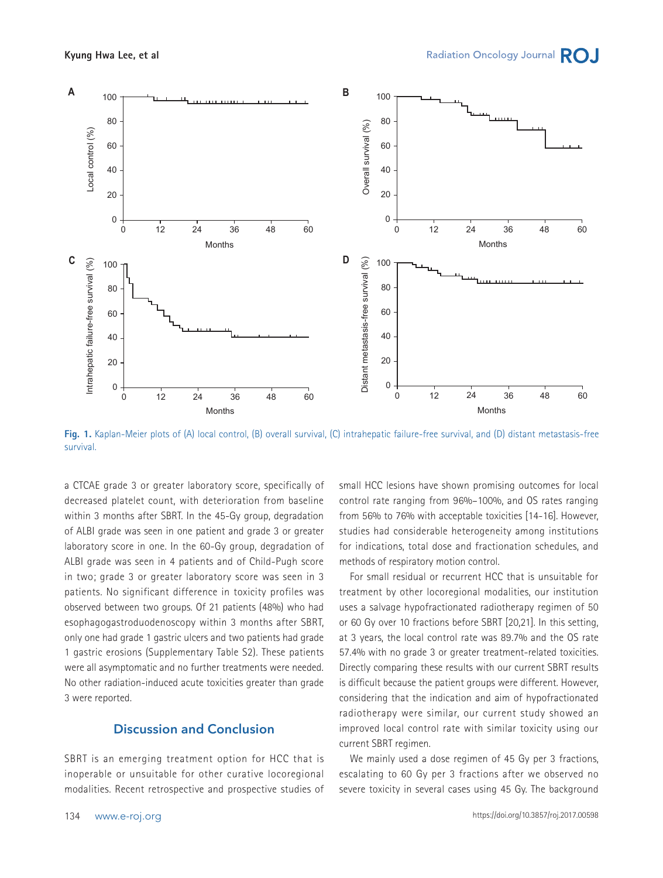Fig. 1. Kaplan-Meier plots of (A) local control, (B) overall survival, (C) intrahepatic failure-free survival, and (D) distant metastasis-free survival.

a CTCAE grade 3 or greater laboratory score, specifically of decreased platelet count, with deterioration from baseline within 3 months after SBRT. In the 45-Gy group, degradation of ALBI grade was seen in one patient and grade 3 or greater laboratory score in one. In the 60-Gy group, degradation of ALBI grade was seen in 4 patients and of Child-Pugh score in two; grade 3 or greater laboratory score was seen in 3 patients. No significant difference in toxicity profiles was observed between two groups. Of 21 patients (48%) who had esophagogastroduodenoscopy within 3 months after SBRT, only one had grade 1 gastric ulcers and two patients had grade 1 gastric erosions (Supplementary Table S2). These patients were all asymptomatic and no further treatments were needed. No other radiation-induced acute toxicities greater than grade 3 were reported.

## Discussion and Conclusion

SBRT is an emerging treatment option for HCC that is inoperable or unsuitable for other curative locoregional modalities. Recent retrospective and prospective studies of small HCC lesions have shown promising outcomes for local control rate ranging from 96%–100%, and OS rates ranging from 56% to 76% with acceptable toxicities [14-16]. However, studies had considerable heterogeneity among institutions for indications, total dose and fractionation schedules, and methods of respiratory motion control.

For small residual or recurrent HCC that is unsuitable for treatment by other locoregional modalities, our institution uses a salvage hypofractionated radiotherapy regimen of 50 or 60 Gy over 10 fractions before SBRT [20,21]. In this setting, at 3 years, the local control rate was 89.7% and the OS rate 57.4% with no grade 3 or greater treatment-related toxicities. Directly comparing these results with our current SBRT results is difficult because the patient groups were different. However, considering that the indication and aim of hypofractionated radiotherapy were similar, our current study showed an improved local control rate with similar toxicity using our current SBRT regimen.

We mainly used a dose regimen of 45 Gy per 3 fractions, escalating to 60 Gy per 3 fractions after we observed no severe toxicity in several cases using 45 Gy. The background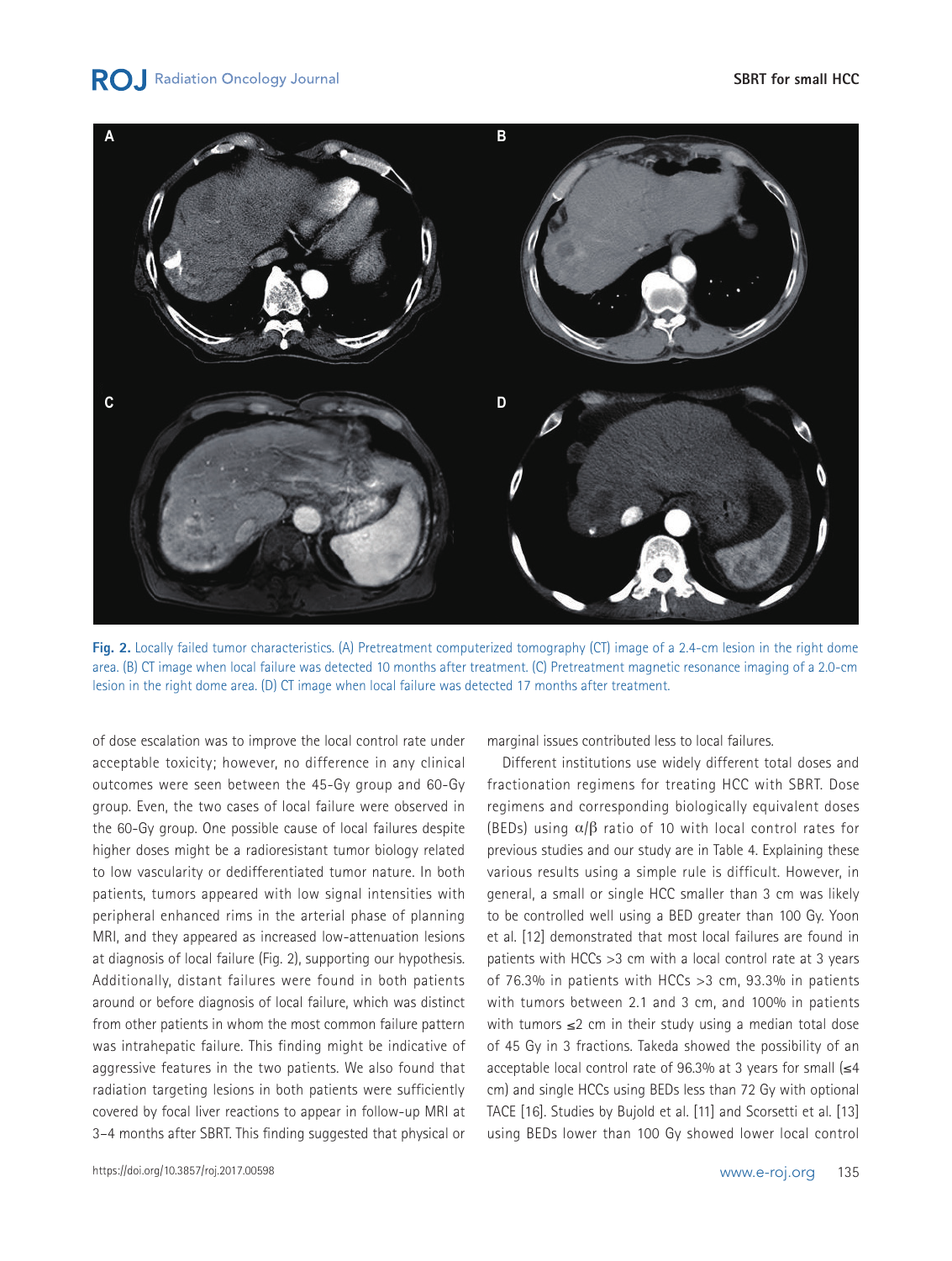Fig. 2. Locally failed tumor characteristics. (A) Pretreatment computerized tomography (CT) image of a 2.4-cm lesion in the right dome area. (B) CT image when local failure was detected 10 months after treatment. (C) Pretreatment magnetic resonance imaging of a 2.0-cm lesion in the right dome area. (D) CT image when local failure was detected 17 months after treatment.

of dose escalation was to improve the local control rate under acceptable toxicity; however, no difference in any clinical outcomes were seen between the 45-Gy group and 60-Gy group. Even, the two cases of local failure were observed in the 60-Gy group. One possible cause of local failures despite higher doses might be a radioresistant tumor biology related to low vascularity or dedifferentiated tumor nature. In both patients, tumors appeared with low signal intensities with peripheral enhanced rims in the arterial phase of planning MRI, and they appeared as increased low-attenuation lesions at diagnosis of local failure (Fig. 2), supporting our hypothesis. Additionally, distant failures were found in both patients around or before diagnosis of local failure, which was distinct from other patients in whom the most common failure pattern was intrahepatic failure. This finding might be indicative of aggressive features in the two patients. We also found that radiation targeting lesions in both patients were sufficiently covered by focal liver reactions to appear in follow-up MRI at 3–4 months after SBRT. This finding suggested that physical or marginal issues contributed less to local failures.

Different institutions use widely different total doses and fractionation regimens for treating HCC with SBRT. Dose regimens and corresponding biologically equivalent doses (BEDs) using $\alpha/\beta$ ratio of 10 with local control rates for previous studies and our study are in Table 4. Explaining these various results using a simple rule is difficult. However, in general, a small or single HCC smaller than 3 cm was likely to be controlled well using a BED greater than 100 Gy. Yoon et al. [12] demonstrated that most local failures are found in patients with HCCs >3 cm with a local control rate at 3 years of 76.3% in patients with HCCs >3 cm, 93.3% in patients with tumors between 2.1 and 3 cm, and 100% in patients with tumors ≤2 cm in their study using a median total dose of 45 Gy in 3 fractions. Takeda showed the possibility of an acceptable local control rate of 96.3% at 3 years for small (≤4 cm) and single HCCs using BEDs less than 72 Gy with optional TACE [16]. Studies by Bujold et al. [11] and Scorsetti et al. [13] using BEDs lower than 100 Gy showed lower local control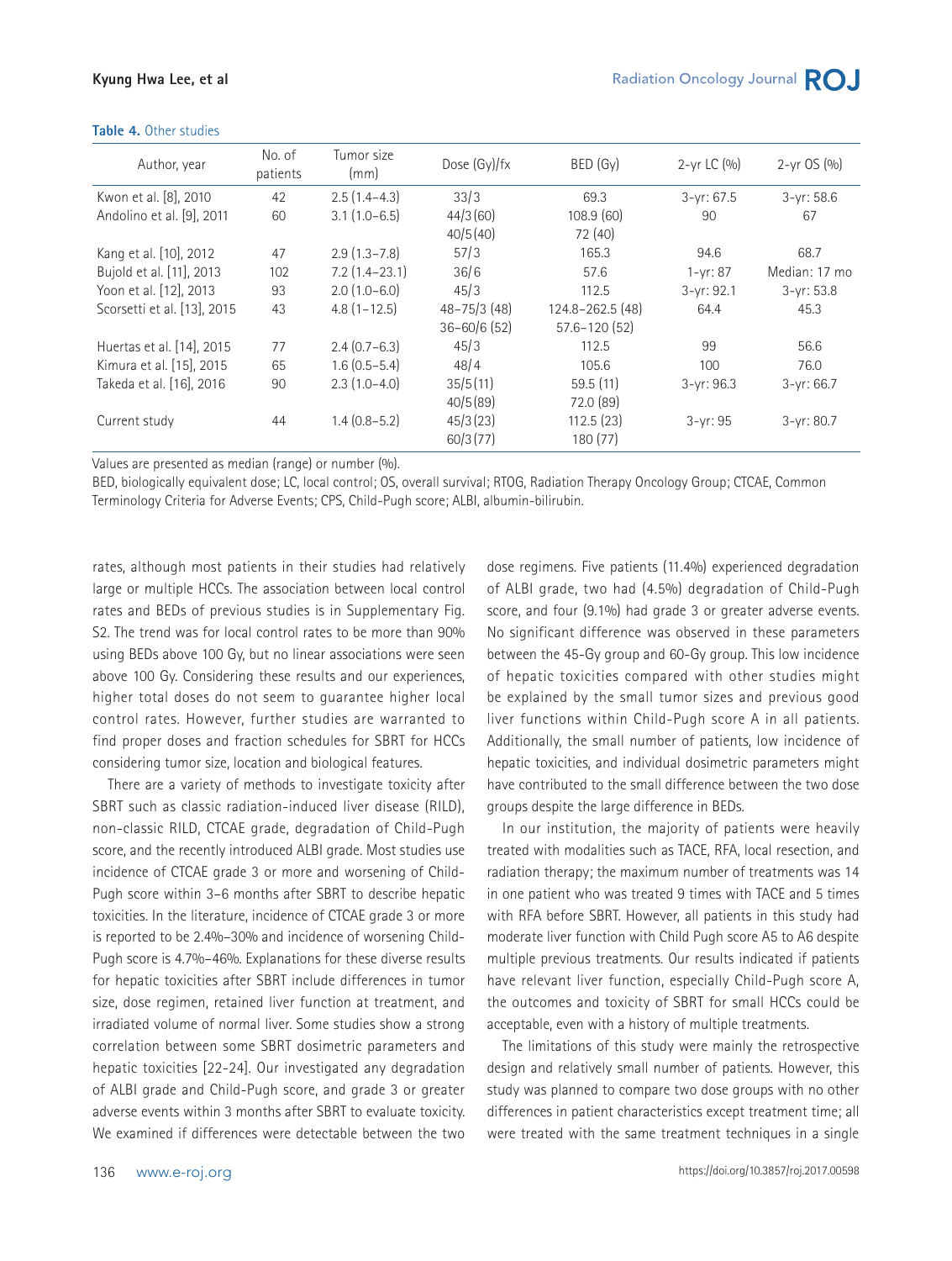**Table 4.** Other studies

| Author, year | No. of patients | Tumor size (mm) | Dose (Gy)/fx | BED (Gy) | 2-yr LC (%) | 2-yr OS (%) |
|---|---|---|---|---|---|---|
| Kwon et al. [8], 2010 | 42 | 2.5 (1.4–4.3) | 33/3 | 69.3 | 3-yr: 67.5 | 3-yr: 58.6 |
| Andolino et al. [9], 2011 | 60 | 3.1 (1.0–6.5) | 44/3 (60)<br>40/5 (40) | 108.9 (60)<br>72 (40) | 90 | 67 |
| Kang et al. [10], 2012 | 47 | 2.9 (1.3–7.8) | 57/3 | 165.3 | 94.6 | 68.7 |
| Bujold et al. [11], 2013 | 102 | 7.2 (1.4–23.1) | 36/6 | 57.6 | 1-yr: 87 | Median: 17 mo |
| Yoon et al. [12], 2013 | 93 | 2.0 (1.0–6.0) | 45/3 | 112.5 | 3-yr: 92.1 | 3-yr: 53.8 |
| Scorsetti et al. [13], 2015 | 43 | 4.8 (1–12.5) | 48–75/3 (48)<br>36–60/6 (52) | 124.8–262.5 (48)<br>57.6–120 (52) | 64.4 | 45.3 |
| Huertas et al. [14], 2015 | 77 | 2.4 (0.7–6.3) | 45/3 | 112.5 | 99 | 56.6 |
| Kimura et al. [15], 2015 | 65 | 1.6 (0.5–5.4) | 48/4 | 105.6 | 100 | 76.0 |
| Takeda et al. [16], 2016 | 90 | 2.3 (1.0–4.0) | 35/5 (11)<br>40/5 (89) | 59.5 (11)<br>72.0 (89) | 3-yr: 96.3 | 3-yr: 66.7 |
| Current study | 44 | 1.4 (0.8–5.2) | 45/3 (23)<br>60/3 (77) | 112.5 (23)<br>180 (77) | 3-yr: 95 | 3-yr: 80.7 |

Values are presented as median (range) or number (%).

BED, biologically equivalent dose; LC, local control; OS, overall survival; RTOG, Radiation Therapy Oncology Group; CTCAE, Common Terminology Criteria for Adverse Events; CPS, Child-Pugh score; ALBI, albumin-bilirubin.

rates, although most patients in their studies had relatively large or multiple HCCs. The association between local control rates and BEDs of previous studies is in Supplementary Fig. S2. The trend was for local control rates to be more than 90% using BEDs above 100 Gy, but no linear associations were seen above 100 Gy. Considering these results and our experiences, higher total doses do not seem to guarantee higher local control rates. However, further studies are warranted to find proper doses and fraction schedules for SBRT for HCCs considering tumor size, location and biological features.

There are a variety of methods to investigate toxicity after SBRT such as classic radiation-induced liver disease (RILD), non-classic RILD, CTCAE grade, degradation of Child-Pugh score, and the recently introduced ALBI grade. Most studies use incidence of CTCAE grade 3 or more and worsening of Child-Pugh score within 3–6 months after SBRT to describe hepatic toxicities. In the literature, incidence of CTCAE grade 3 or more is reported to be 2.4%–30% and incidence of worsening Child-Pugh score is 4.7%–46%. Explanations for these diverse results for hepatic toxicities after SBRT include differences in tumor size, dose regimen, retained liver function at treatment, and irradiated volume of normal liver. Some studies show a strong correlation between some SBRT dosimetric parameters and hepatic toxicities [22-24]. Our investigated any degradation of ALBI grade and Child-Pugh score, and grade 3 or greater adverse events within 3 months after SBRT to evaluate toxicity. We examined if differences were detectable between the two dose regimens. Five patients (11.4%) experienced degradation of ALBI grade, two had (4.5%) degradation of Child-Pugh score, and four (9.1%) had grade 3 or greater adverse events. No significant difference was observed in these parameters between the 45-Gy group and 60-Gy group. This low incidence of hepatic toxicities compared with other studies might be explained by the small tumor sizes and previous good liver functions within Child-Pugh score A in all patients. Additionally, the small number of patients, low incidence of hepatic toxicities, and individual dosimetric parameters might have contributed to the small difference between the two dose groups despite the large difference in BEDs.

In our institution, the majority of patients were heavily treated with modalities such as TACE, RFA, local resection, and radiation therapy; the maximum number of treatments was 14 in one patient who was treated 9 times with TACE and 5 times with RFA before SBRT. However, all patients in this study had moderate liver function with Child Pugh score A5 to A6 despite multiple previous treatments. Our results indicated if patients have relevant liver function, especially Child-Pugh score A, the outcomes and toxicity of SBRT for small HCCs could be acceptable, even with a history of multiple treatments.

The limitations of this study were mainly the retrospective design and relatively small number of patients. However, this study was planned to compare two dose groups with no other differences in patient characteristics except treatment time; all were treated with the same treatment techniques in a single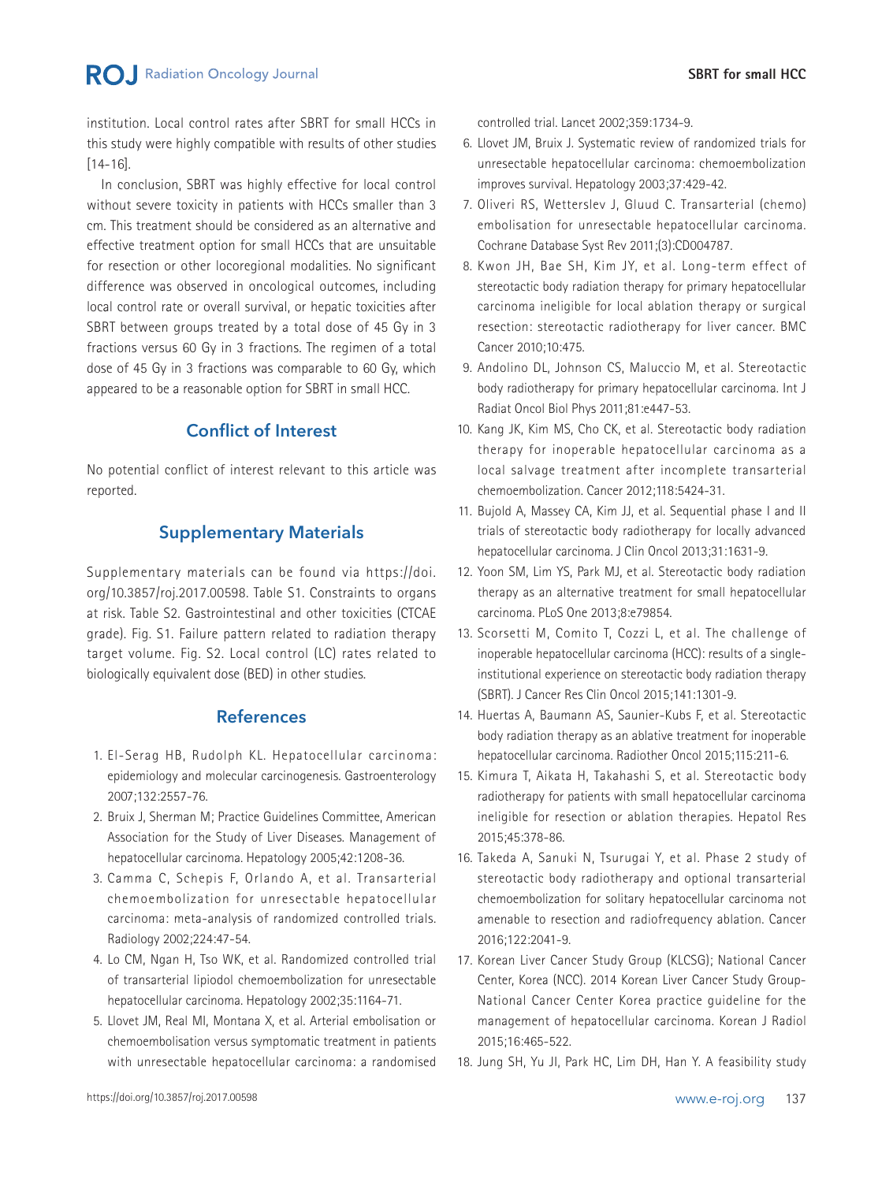institution. Local control rates after SBRT for small HCCs in this study were highly compatible with results of other studies [14-16].

In conclusion, SBRT was highly effective for local control without severe toxicity in patients with HCCs smaller than 3 cm. This treatment should be considered as an alternative and effective treatment option for small HCCs that are unsuitable for resection or other locoregional modalities. No significant difference was observed in oncological outcomes, including local control rate or overall survival, or hepatic toxicities after SBRT between groups treated by a total dose of 45 Gy in 3 fractions versus 60 Gy in 3 fractions. The regimen of a total dose of 45 Gy in 3 fractions was comparable to 60 Gy, which appeared to be a reasonable option for SBRT in small HCC.

## Conflict of Interest

No potential conflict of interest relevant to this article was reported.

## Supplementary Materials

Supplementary materials can be found via https://doi.org/10.3857/roj.2017.00598. Table S1. Constraints to organs at risk. Table S2. Gastrointestinal and other toxicities (CTCAE grade). Fig. S1. Failure pattern related to radiation therapy target volume. Fig. S2. Local control (LC) rates related to biologically equivalent dose (BED) in other studies.

## References

1. El-Serag HB, Rudolph KL. Hepatocellular carcinoma: epidemiology and molecular carcinogenesis. Gastroenterology 2007;132:2557-76.
2. Bruix J, Sherman M; Practice Guidelines Committee, American Association for the Study of Liver Diseases. Management of hepatocellular carcinoma. Hepatology 2005;42:1208-36.
3. Camma C, Schepis F, Orlando A, et al. Transarterial chemoembolization for unresectable hepatocellular carcinoma: meta-analysis of randomized controlled trials. Radiology 2002;224:47-54.
4. Lo CM, Ngan H, Tso WK, et al. Randomized controlled trial of transarterial lipiodol chemoembolization for unresectable hepatocellular carcinoma. Hepatology 2002;35:1164-71.
5. Llovet JM, Real MI, Montana X, et al. Arterial embolisation or chemoembolisation versus symptomatic treatment in patients with unresectable hepatocellular carcinoma: a randomised controlled trial. Lancet 2002;359:1734-9.
6. Llovet JM, Bruix J. Systematic review of randomized trials for unresectable hepatocellular carcinoma: chemoembolization improves survival. Hepatology 2003;37:429-42.
7. Oliveri RS, Wetterslev J, Gluud C. Transarterial (chemo) embolisation for unresectable hepatocellular carcinoma. Cochrane Database Syst Rev 2011;(3):CD004787.
8. Kwon JH, Bae SH, Kim JY, et al. Long-term effect of stereotactic body radiation therapy for primary hepatocellular carcinoma ineligible for local ablation therapy or surgical resection: stereotactic radiotherapy for liver cancer. BMC Cancer 2010;10:475.
9. Andolino DL, Johnson CS, Maluccio M, et al. Stereotactic body radiotherapy for primary hepatocellular carcinoma. Int J Radiat Oncol Biol Phys 2011;81:e447-53.
10. Kang JK, Kim MS, Cho CK, et al. Stereotactic body radiation therapy for inoperable hepatocellular carcinoma as a local salvage treatment after incomplete transarterial chemoembolization. Cancer 2012;118:5424-31.
11. Bujold A, Massey CA, Kim JJ, et al. Sequential phase I and II trials of stereotactic body radiotherapy for locally advanced hepatocellular carcinoma. J Clin Oncol 2013;31:1631-9.
12. Yoon SM, Lim YS, Park MJ, et al. Stereotactic body radiation therapy as an alternative treatment for small hepatocellular carcinoma. PLoS One 2013;8:e79854.
13. Scorsetti M, Comito T, Cozzi L, et al. The challenge of inoperable hepatocellular carcinoma (HCC): results of a single-institutional experience on stereotactic body radiation therapy (SBRT). J Cancer Res Clin Oncol 2015;141:1301-9.
14. Huertas A, Baumann AS, Saunier-Kubs F, et al. Stereotactic body radiation therapy as an ablative treatment for inoperable hepatocellular carcinoma. Radiother Oncol 2015;115:211-6.
15. Kimura T, Aikata H, Takahashi S, et al. Stereotactic body radiotherapy for patients with small hepatocellular carcinoma ineligible for resection or ablation therapies. Hepatol Res 2015;45:378-86.
16. Takeda A, Sanuki N, Tsurugai Y, et al. Phase 2 study of stereotactic body radiotherapy and optional transarterial chemoembolization for solitary hepatocellular carcinoma not amenable to resection and radiofrequency ablation. Cancer 2016;122:2041-9.
17. Korean Liver Cancer Study Group (KLCSG); National Cancer Center, Korea (NCC). 2014 Korean Liver Cancer Study Group-National Cancer Center Korea practice guideline for the management of hepatocellular carcinoma. Korean J Radiol 2015;16:465-522.
18. Jung SH, Yu JI, Park HC, Lim DH, Han Y. A feasibility study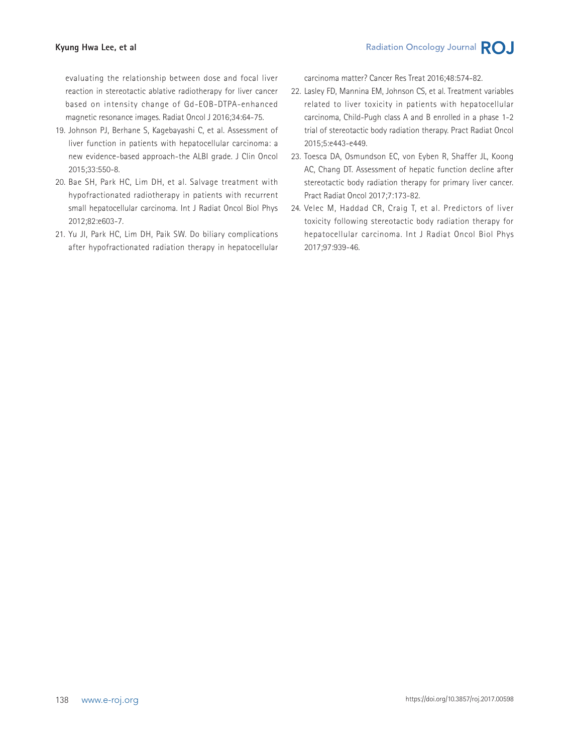evaluating the relationship between dose and focal liver reaction in stereotactic ablative radiotherapy for liver cancer based on intensity change of Gd-EOB-DTPA-enhanced magnetic resonance images. Radiat Oncol J 2016;34:64-75.

19. Johnson PJ, Berhane S, Kagebayashi C, et al. Assessment of liver function in patients with hepatocellular carcinoma: a new evidence-based approach-the ALBI grade. J Clin Oncol 2015;33:550-8.
20. Bae SH, Park HC, Lim DH, et al. Salvage treatment with hypofractionated radiotherapy in patients with recurrent small hepatocellular carcinoma. Int J Radiat Oncol Biol Phys 2012;82:e603-7.
21. Yu JI, Park HC, Lim DH, Paik SW. Do biliary complications after hypofractionated radiation therapy in hepatocellular carcinoma matter? Cancer Res Treat 2016;48:574-82.
22. Lasley FD, Mannina EM, Johnson CS, et al. Treatment variables related to liver toxicity in patients with hepatocellular carcinoma, Child-Pugh class A and B enrolled in a phase 1-2 trial of stereotactic body radiation therapy. Pract Radiat Oncol 2015;5:e443-e449.
23. Toesca DA, Osmundson EC, von Eyben R, Shaffer JL, Koong AC, Chang DT. Assessment of hepatic function decline after stereotactic body radiation therapy for primary liver cancer. Pract Radiat Oncol 2017;7:173-82.
24. Velec M, Haddad CR, Craig T, et al. Predictors of liver toxicity following stereotactic body radiation therapy for hepatocellular carcinoma. Int J Radiat Oncol Biol Phys 2017;97:939-46.